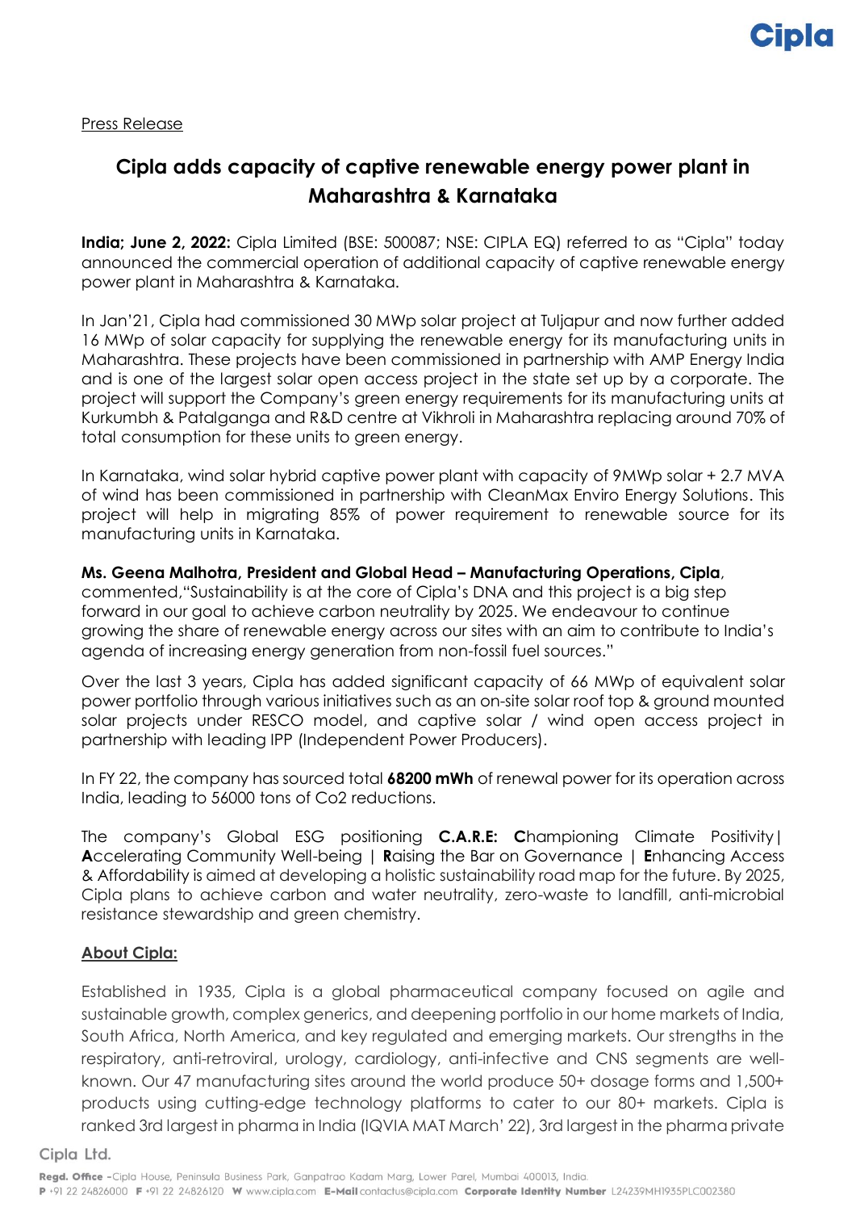Press Release

# Cipla adds capacity of captive renewable energy power plant in Maharashtra & Karnataka

**India; June 2, 2022:** Cipla Limited (BSE: 500087; NSE: CIPLA EQ) referred to as "Cipla" today announced the commercial operation of additional capacity of captive renewable energy power plant in Maharashtra & Karnataka.

In Jan'21, Cipla had commissioned 30 MWp solar project at Tuljapur and now further added 16 MWp of solar capacity for supplying the renewable energy for its manufacturing units in Maharashtra. These projects have been commissioned in partnership with AMP Energy India and is one of the largest solar open access project in the state set up by a corporate. The project will support the Company's green energy requirements for its manufacturing units at Kurkumbh & Patalganga and R&D centre at Vikhroli in Maharashtra replacing around 70% of total consumption for these units to green energy.

In Karnataka, wind solar hybrid captive power plant with capacity of 9MWp solar + 2.7 MVA of wind has been commissioned in partnership with CleanMax Enviro Energy Solutions. This project will help in migrating 85% of power requirement to renewable source for its manufacturing units in Karnataka.

**Ms. Geena Malhotra, President and Global Head – Manufacturing Operations, Cipla**, commented,"Sustainability is at the core of Cipla's DNA and this project is a big step forward in our goal to achieve carbon neutrality by 2025. We endeavour to continue growing the share of renewable energy across our sites with an aim to contribute to India's agenda of increasing energy generation from non-fossil fuel sources."

Over the last 3 years, Cipla has added significant capacity of 66 MWp of equivalent solar power portfolio through various initiatives such as an on-site solar roof top & ground mounted solar projects under RESCO model, and captive solar / wind open access project in partnership with leading IPP (Independent Power Producers).

In FY 22, the company has sourced total **68200 mWh** of renewal power for its operation across India, leading to 56000 tons of Co2 reductions.

The company's Global ESG positioning **C.A.R.E:** **C**hampioning Climate Positivity| **A**ccelerating Community Well-being | **R**aising the Bar on Governance | **E**nhancing Access & Affordability is aimed at developing a holistic sustainability road map for the future. By 2025, Cipla plans to achieve carbon and water neutrality, zero-waste to landfill, anti-microbial resistance stewardship and green chemistry.

**About Cipla:**

Established in 1935, Cipla is a global pharmaceutical company focused on agile and sustainable growth, complex generics, and deepening portfolio in our home markets of India, South Africa, North America, and key regulated and emerging markets. Our strengths in the respiratory, anti-retroviral, urology, cardiology, anti-infective and CNS segments are well-known. Our 47 manufacturing sites around the world produce 50+ dosage forms and 1,500+ products using cutting-edge technology platforms to cater to our 80+ markets. Cipla is ranked 3rd largest in pharma in India (IQVIA MAT March' 22), 3rd largest in the pharma private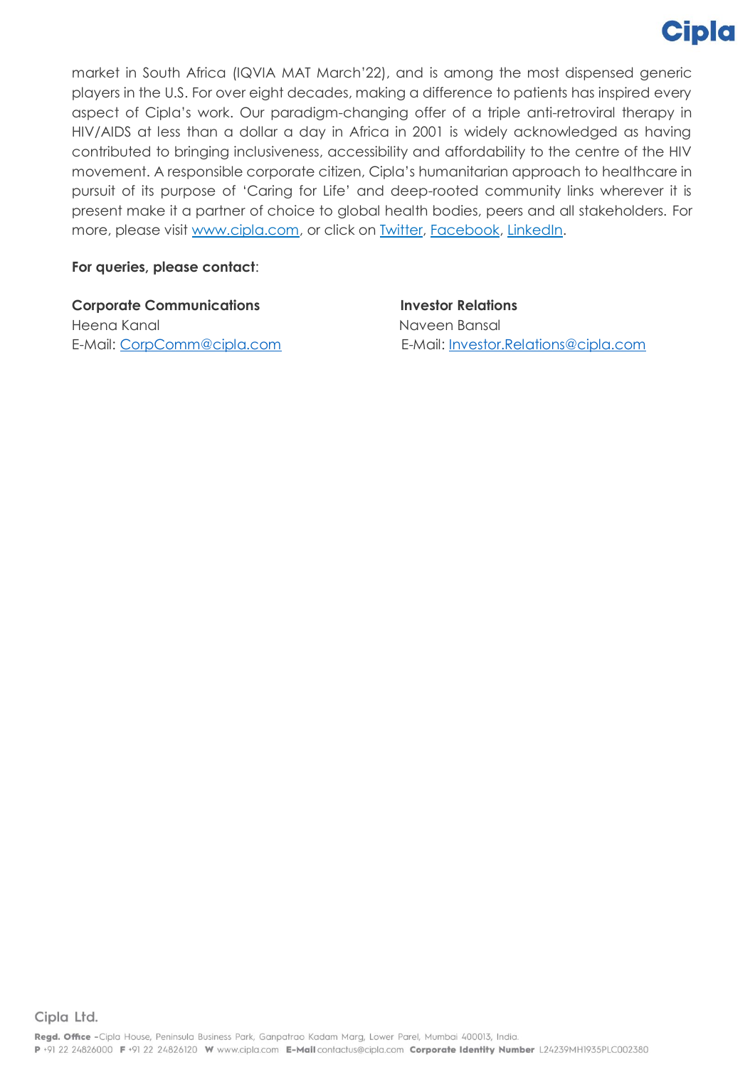market in South Africa (IQVIA MAT March'22), and is among the most dispensed generic players in the U.S. For over eight decades, making a difference to patients has inspired every aspect of Cipla's work. Our paradigm-changing offer of a triple anti-retroviral therapy in HIV/AIDS at less than a dollar a day in Africa in 2001 is widely acknowledged as having contributed to bringing inclusiveness, accessibility and affordability to the centre of the HIV movement. A responsible corporate citizen, Cipla's humanitarian approach to healthcare in pursuit of its purpose of 'Caring for Life' and deep-rooted community links wherever it is present make it a partner of choice to global health bodies, peers and all stakeholders. For more, please visit www.cipla.com, or click on Twitter, Facebook, LinkedIn.

**For queries, please contact**:

**Corporate Communications**
Heena Kanal
E-Mail: CorpComm@cipla.com

**Investor Relations**
Naveen Bansal
E-Mail: Investor.Relations@cipla.com